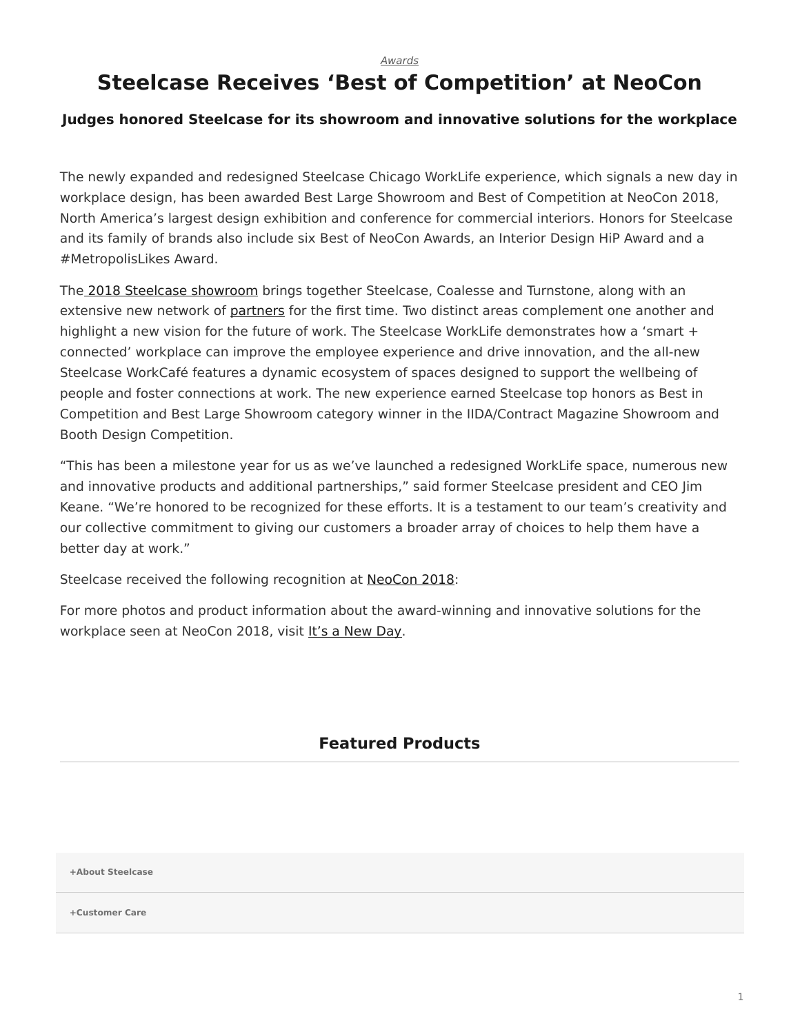*Awards*

# Steelcase Receives 'Best of Competition' at NeoCon

### Judges honored Steelcase for its showroom and innovative solutions for the workplace

The newly expanded and redesigned Steelcase Chicago WorkLife experience, which signals a new day in workplace design, has been awarded Best Large Showroom and Best of Competition at NeoCon 2018, North America's largest design exhibition and conference for commercial interiors. Honors for Steelcase and its family of brands also include six Best of NeoCon Awards, an Interior Design HiP Award and a #MetropolisLikes Award.

The 2018 Steelcase showroom brings together Steelcase, Coalesse and Turnstone, along with an extensive new network of partners for the first time. Two distinct areas complement one another and highlight a new vision for the future of work. The Steelcase WorkLife demonstrates how a 'smart + connected' workplace can improve the employee experience and drive innovation, and the all-new Steelcase WorkCafé features a dynamic ecosystem of spaces designed to support the wellbeing of people and foster connections at work. The new experience earned Steelcase top honors as Best in Competition and Best Large Showroom category winner in the IIDA/Contract Magazine Showroom and Booth Design Competition.

"This has been a milestone year for us as we've launched a redesigned WorkLife space, numerous new and innovative products and additional partnerships," said former Steelcase president and CEO Jim Keane. "We're honored to be recognized for these efforts. It is a testament to our team's creativity and our collective commitment to giving our customers a broader array of choices to help them have a better day at work."

Steelcase received the following recognition at NeoCon 2018:

For more photos and product information about the award-winning and innovative solutions for the workplace seen at NeoCon 2018, visit It's a New Day.

## Featured Products

+About Steelcase

+Customer Care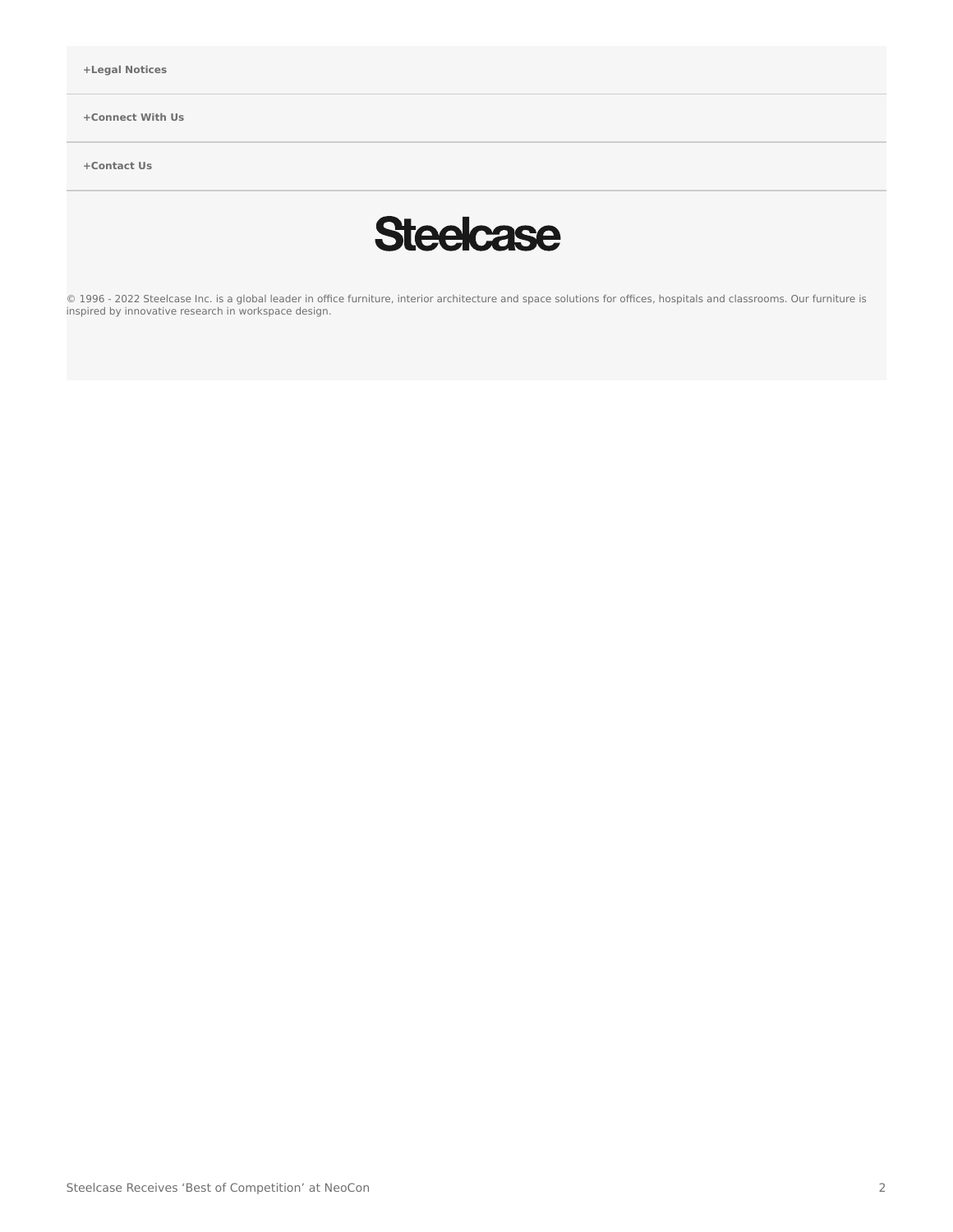**+Legal Notices**

**+Connect With Us**

**+Contact Us**

Steelcase

© 1996 - 2022 Steelcase Inc. is a global leader in office furniture, interior architecture and space solutions for offices, hospitals and classrooms. Our furniture is inspired by innovative research in workspace design.